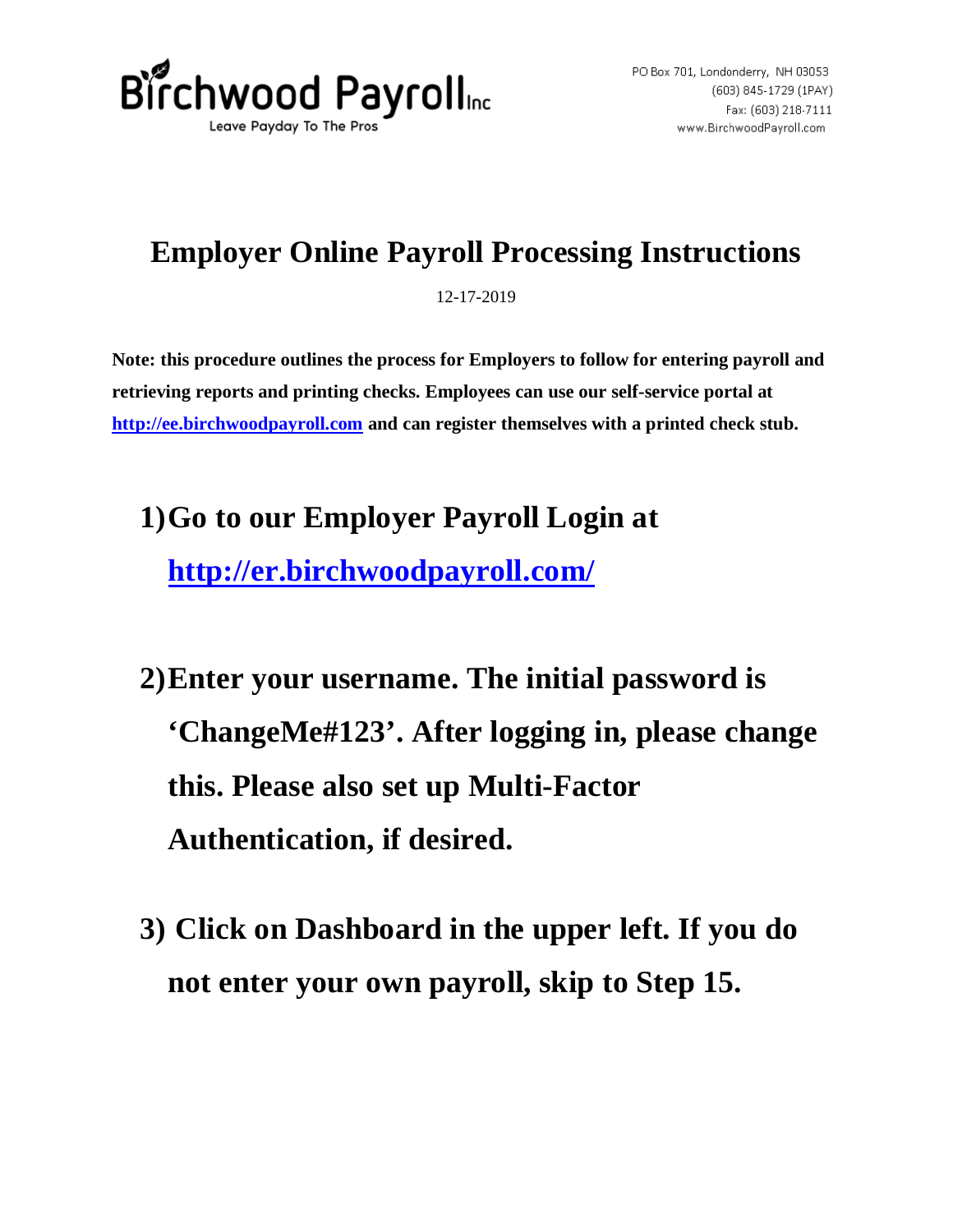Birchwood Payroll Inc
Leave Payday To The Pros

PO Box 701, Londonderry, NH 03053
(603) 845-1729 (1PAY)
Fax: (603) 218-7111
www.BirchwoodPayroll.com

# Employer Online Payroll Processing Instructions

12-17-2019

**Note: this procedure outlines the process for Employers to follow for entering payroll and retrieving reports and printing checks. Employees can use our self-service portal at [http://ee.birchwoodpayroll.com](http://ee.birchwoodpayroll.com) and can register themselves with a printed check stub.**

1) **Go to our Employer Payroll Login at [http://er.birchwoodpayroll.com/](http://er.birchwoodpayroll.com/)**

2) **Enter your username. The initial password is 'ChangeMe#123'. After logging in, please change this. Please also set up Multi-Factor Authentication, if desired.**

3) **Click on Dashboard in the upper left. If you do not enter your own payroll, skip to Step 15.**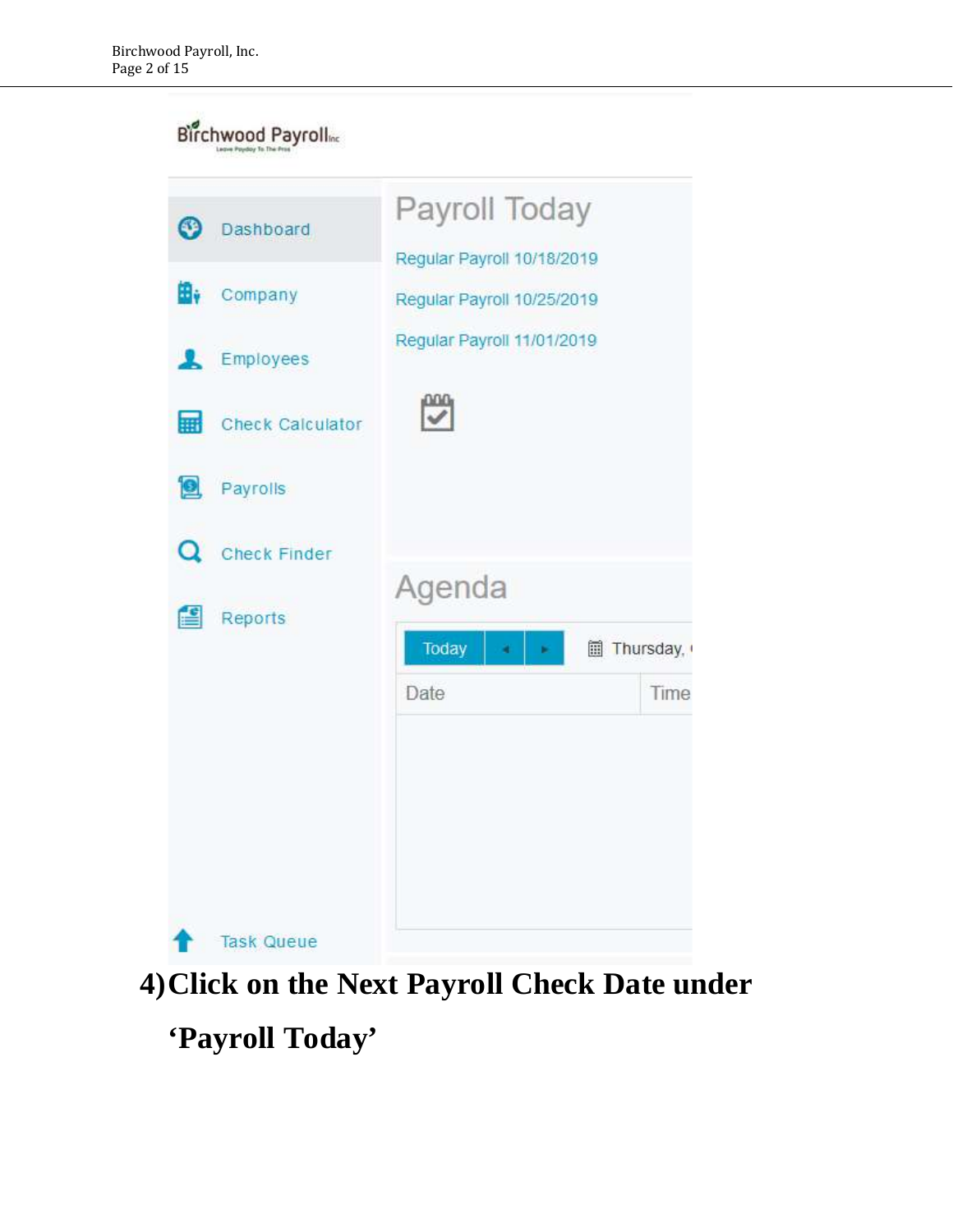Birchwood Payroll Inc
Leave Payday To The Pros

- Dashboard
- Company
- Employees
- Check Calculator
- Payrolls
- Check Finder
- Reports
- Task Queue

## Payroll Today

Regular Payroll 10/18/2019

Regular Payroll 10/25/2019

Regular Payroll 11/01/2019

## Agenda

Today ◂ ▸ Thursday,

| Date | Time |
| --- | --- |

**4) Click on the Next Payroll Check Date under 'Payroll Today'**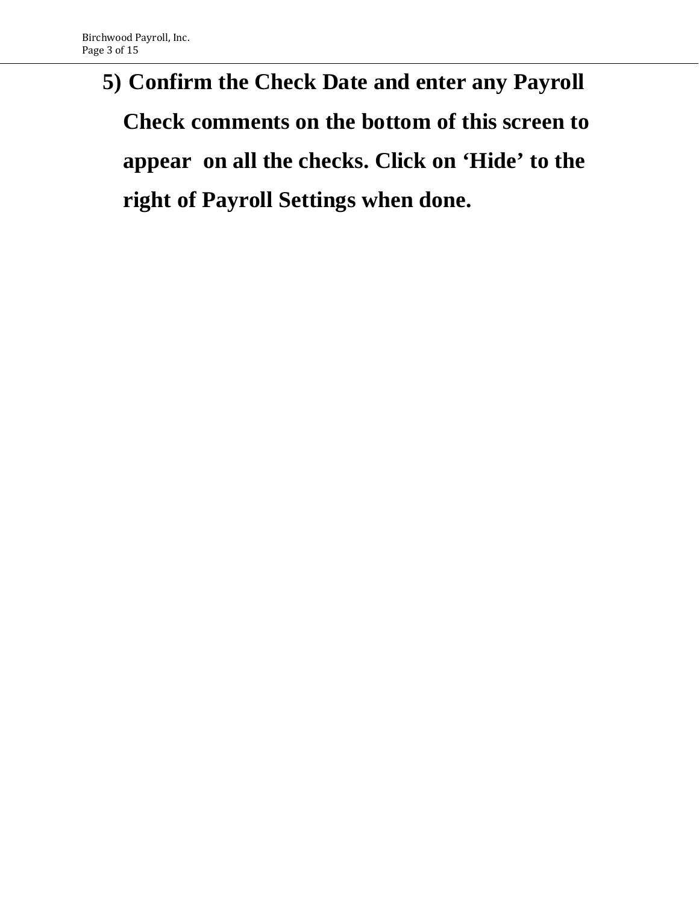**5) Confirm the Check Date and enter any Payroll Check comments on the bottom of this screen to appear on all the checks. Click on ‘Hide’ to the right of Payroll Settings when done.**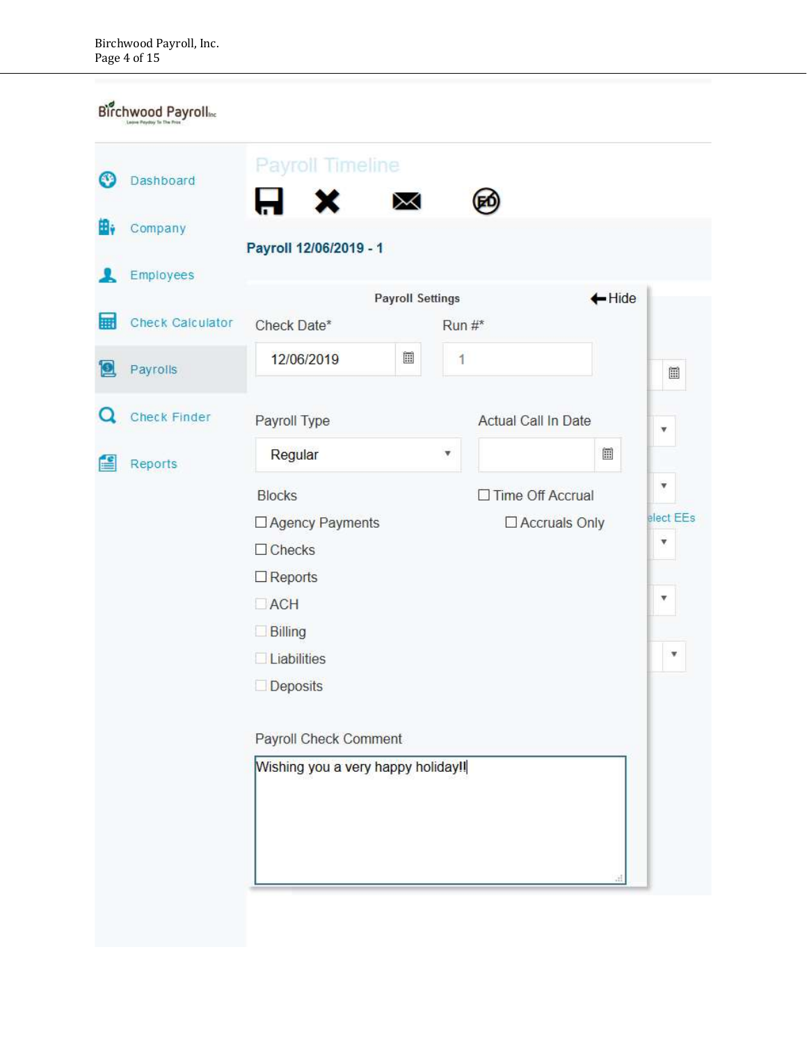Birchwood Payroll Inc
Leave Payday To The Pros

- Dashboard
- Company
- Employees
- Check Calculator
- Payrolls
- Check Finder
- Reports

## Payroll Timeline

**Payroll 12/06/2019 - 1**

**Payroll Settings** ← Hide

Check Date*: 12/06/2019

Run #*: 1

Payroll Type: Regular

Actual Call In Date:

Blocks

- ☐ Agency Payments
- ☐ Checks
- ☐ Reports
- ☐ ACH
- ☐ Billing
- ☐ Liabilities
- ☐ Deposits

☐ Time Off Accrual

☐ Accruals Only

elect EEs

Payroll Check Comment

Wishing you a very happy holiday!!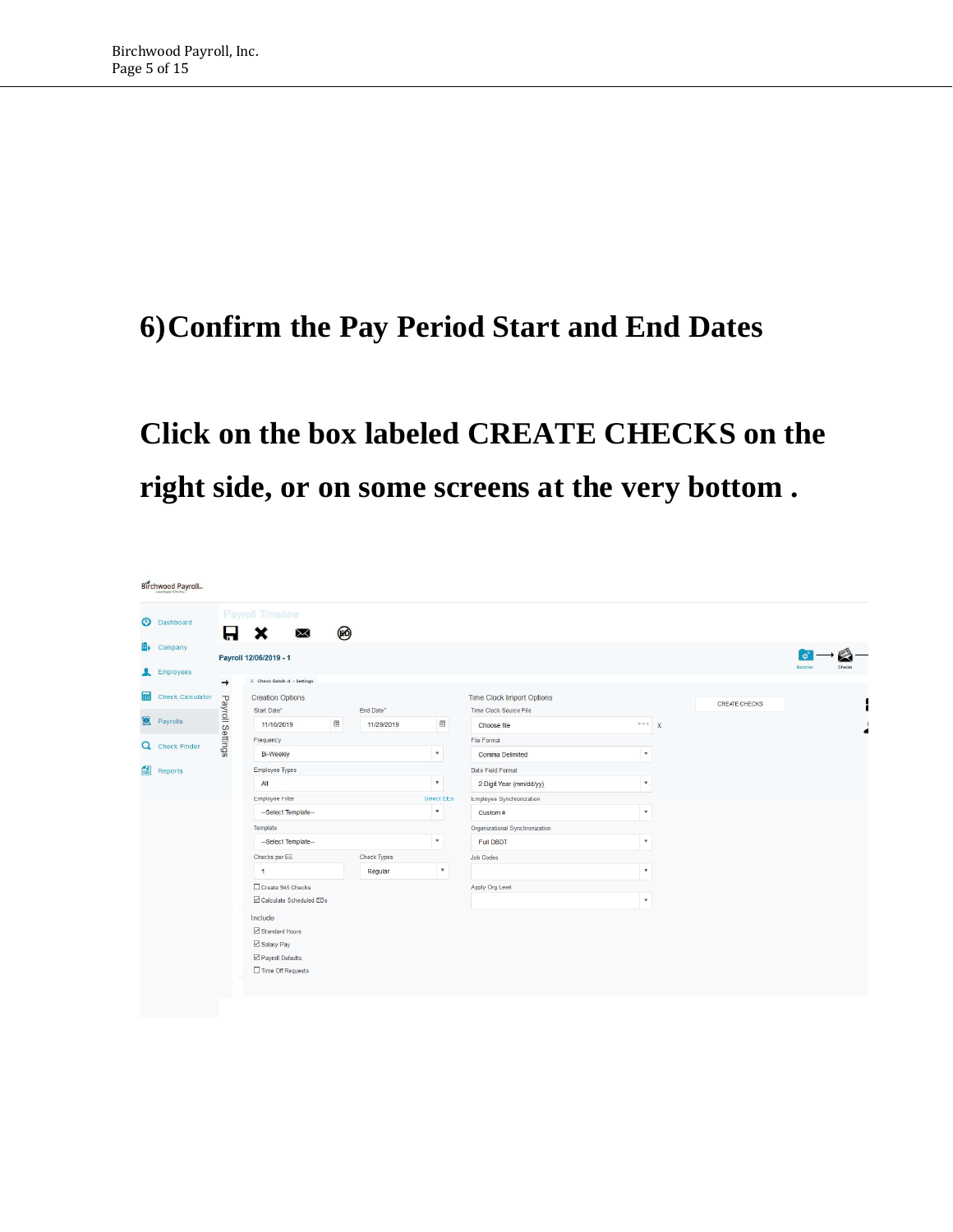## 6) Confirm the Pay Period Start and End Dates

## Click on the box labeled CREATE CHECKS on the right side, or on some screens at the very bottom .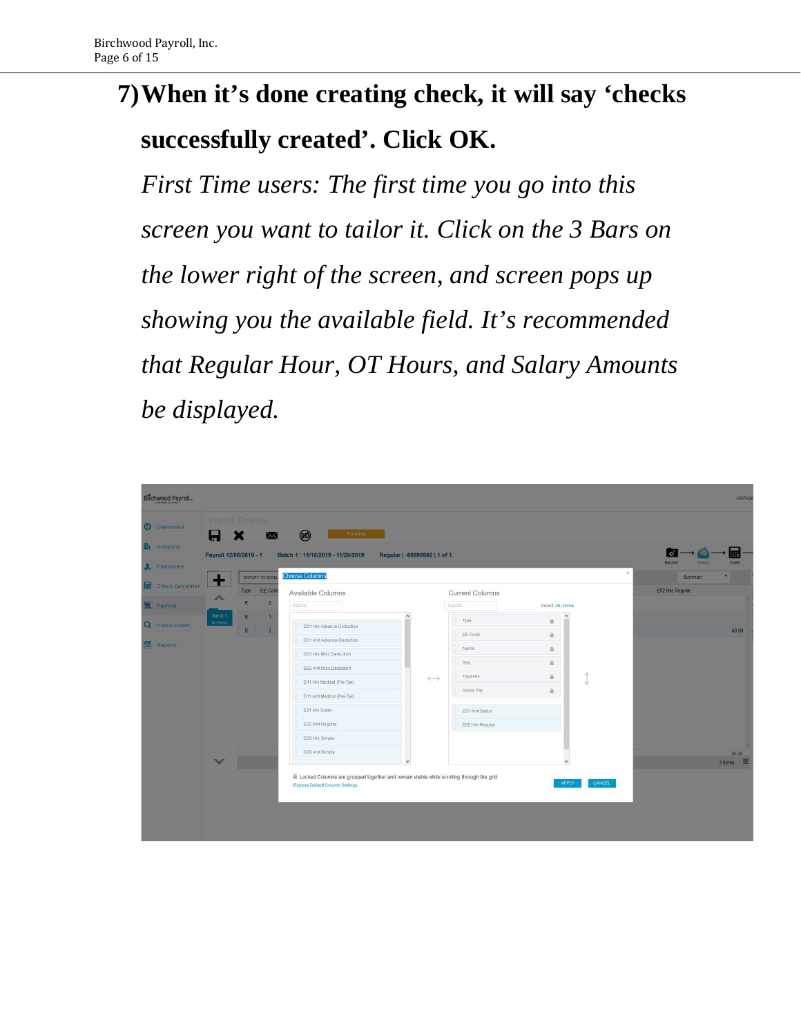## 7) When it's done creating check, it will say 'checks successfully created'. Click OK.

*First Time users: The first time you go into this screen you want to tailor it. Click on the 3 Bars on the lower right of the screen, and screen pops up showing you the available field. It's recommended that Regular Hour, OT Hours, and Salary Amounts be displayed.*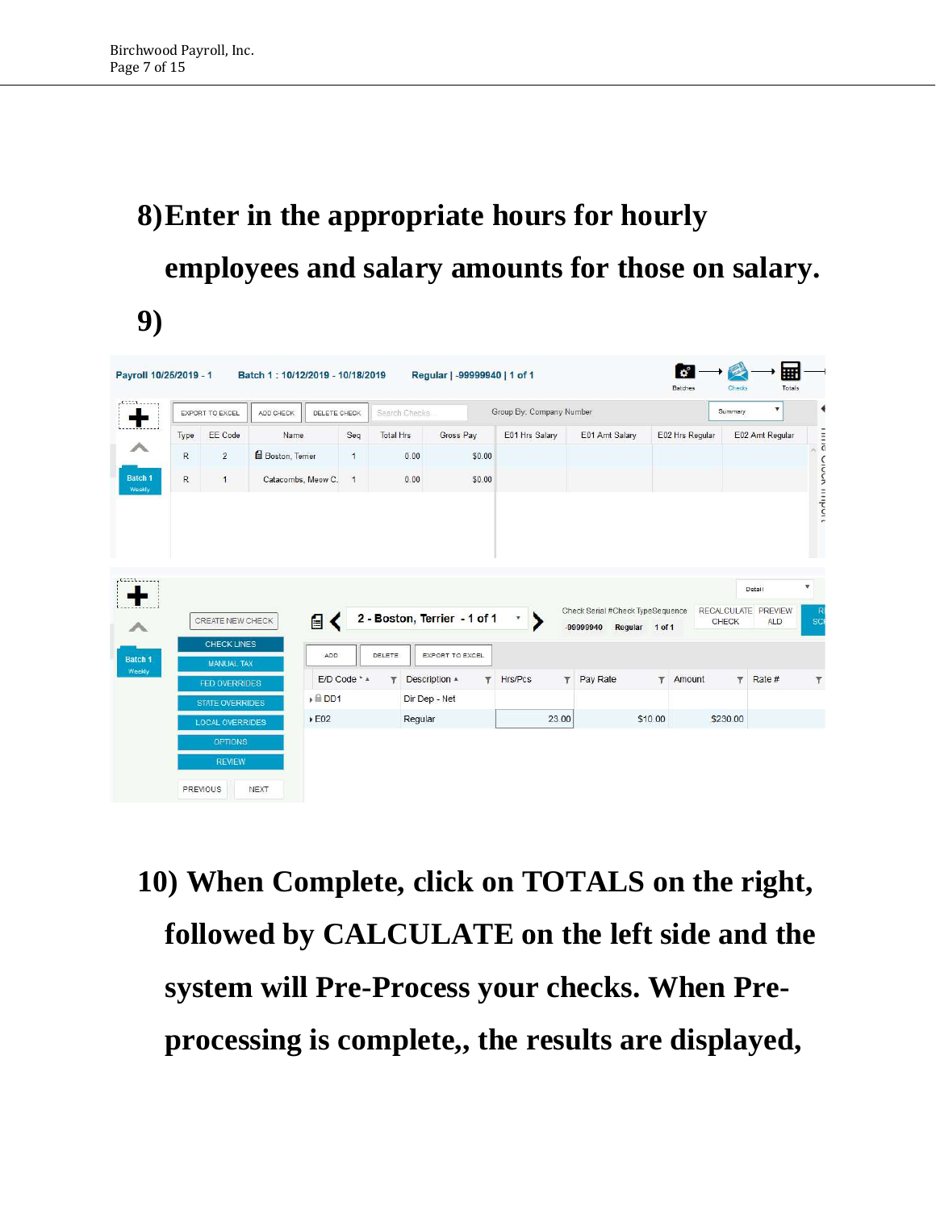**8)Enter in the appropriate hours for hourly employees and salary amounts for those on salary.**

**9)**

**10) When Complete, click on TOTALS on the right, followed by CALCULATE on the left side and the system will Pre-Process your checks. When Pre-processing is complete,, the results are displayed,**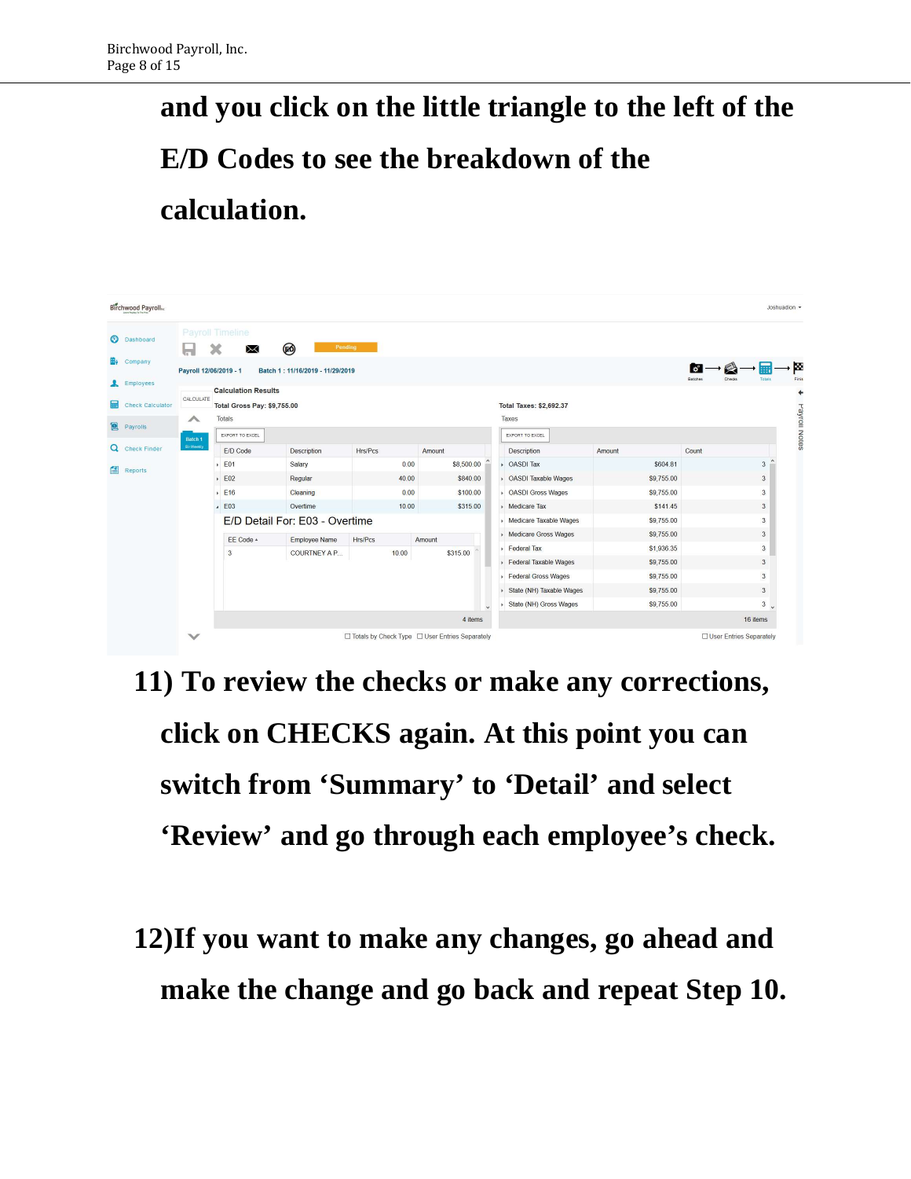**and you click on the little triangle to the left of the E/D Codes to see the breakdown of the calculation.**

**11) To review the checks or make any corrections, click on CHECKS again. At this point you can switch from ‘Summary’ to ‘Detail’ and select ‘Review’ and go through each employee’s check.**

**12)If you want to make any changes, go ahead and make the change and go back and repeat Step 10.**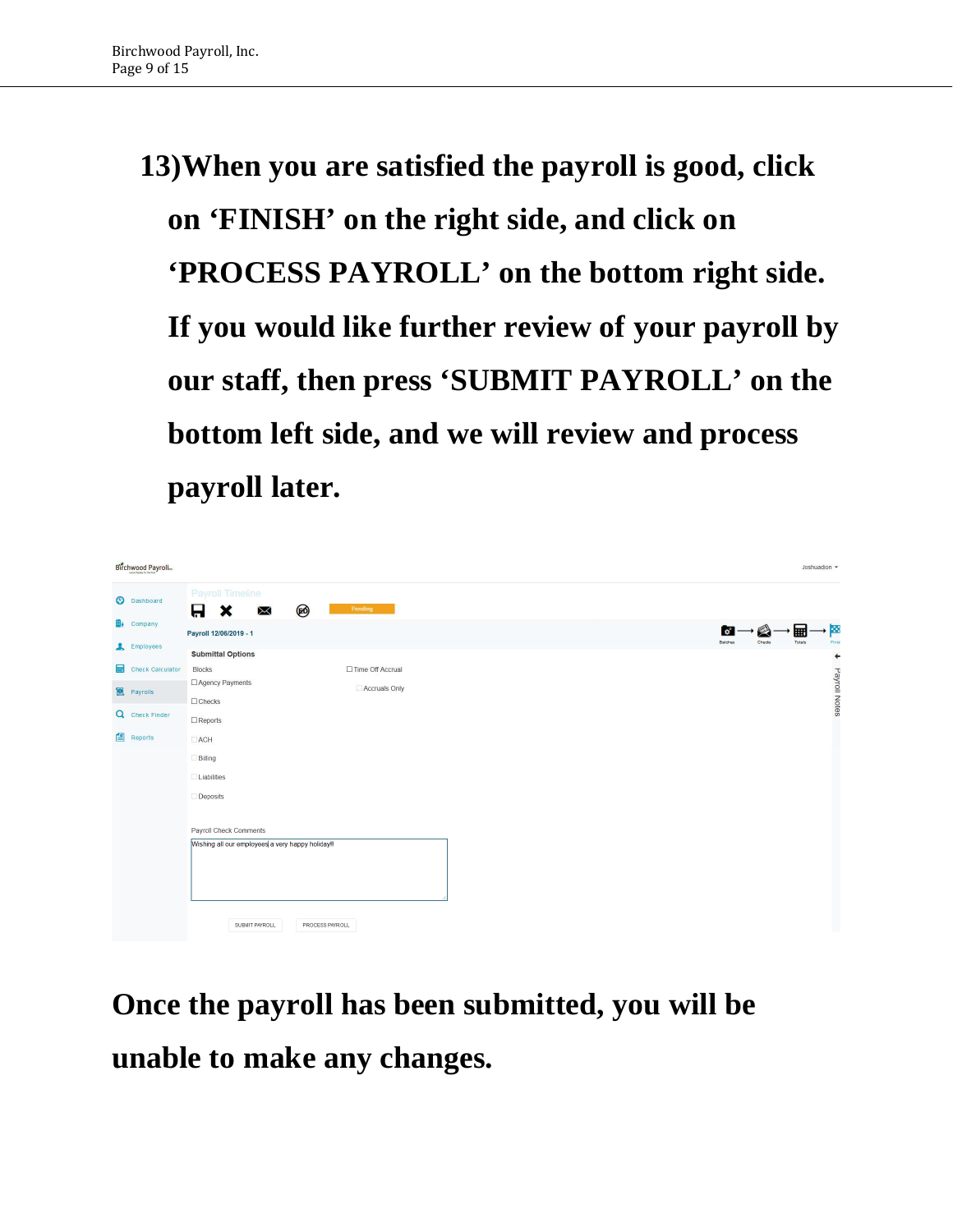**13) When you are satisfied the payroll is good, click on 'FINISH' on the right side, and click on 'PROCESS PAYROLL' on the bottom right side. If you would like further review of your payroll by our staff, then press 'SUBMIT PAYROLL' on the bottom left side, and we will review and process payroll later.**

**Once the payroll has been submitted, you will be unable to make any changes.**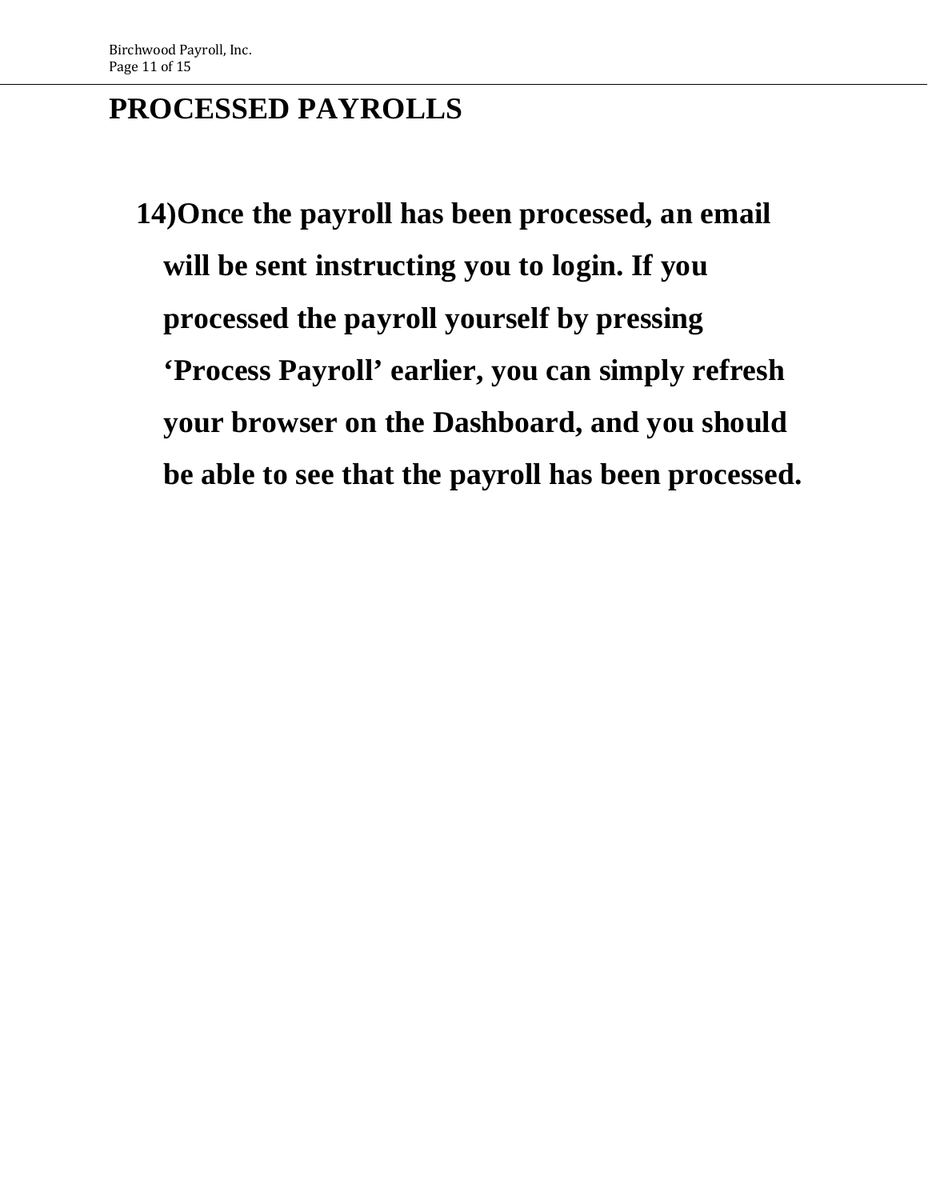# PROCESSED PAYROLLS

14) **Once the payroll has been processed, an email will be sent instructing you to login. If you processed the payroll yourself by pressing 'Process Payroll' earlier, you can simply refresh your browser on the Dashboard, and you should be able to see that the payroll has been processed.**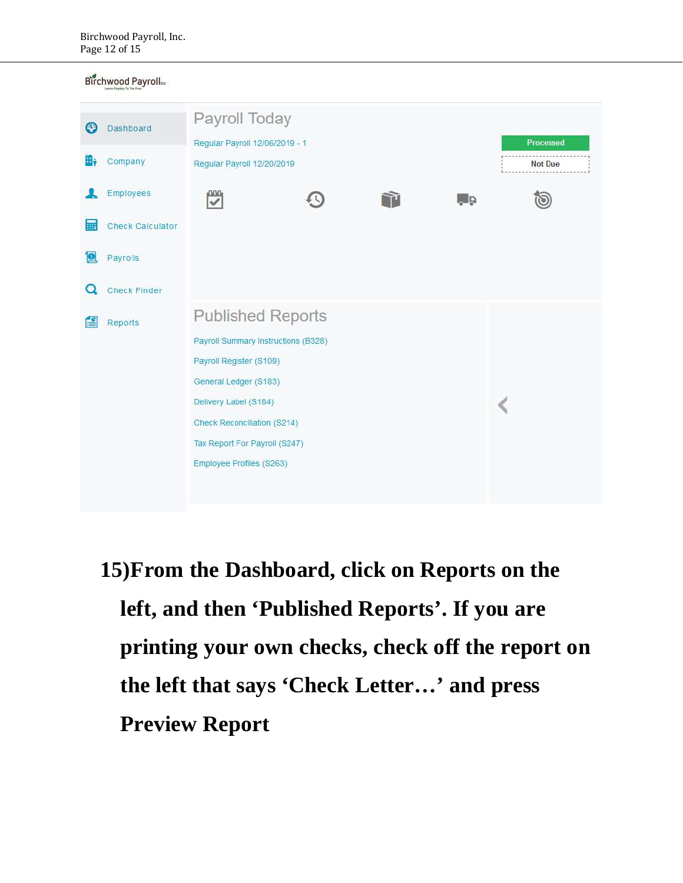Birchwood Payroll Inc

Dashboard

Company

Employees

Check Calculator

Payrolls

Check Finder

Reports

## Payroll Today

Regular Payroll 12/06/2019 - 1 — Processed

Regular Payroll 12/20/2019 — Not Due

## Published Reports

Payroll Summary Instructions (B328)

Payroll Register (S109)

General Ledger (S183)

Delivery Label (S184)

Check Reconciliation (S214)

Tax Report For Payroll (S247)

Employee Profiles (S263)

**15) From the Dashboard, click on Reports on the left, and then 'Published Reports'. If you are printing your own checks, check off the report on the left that says 'Check Letter…' and press Preview Report**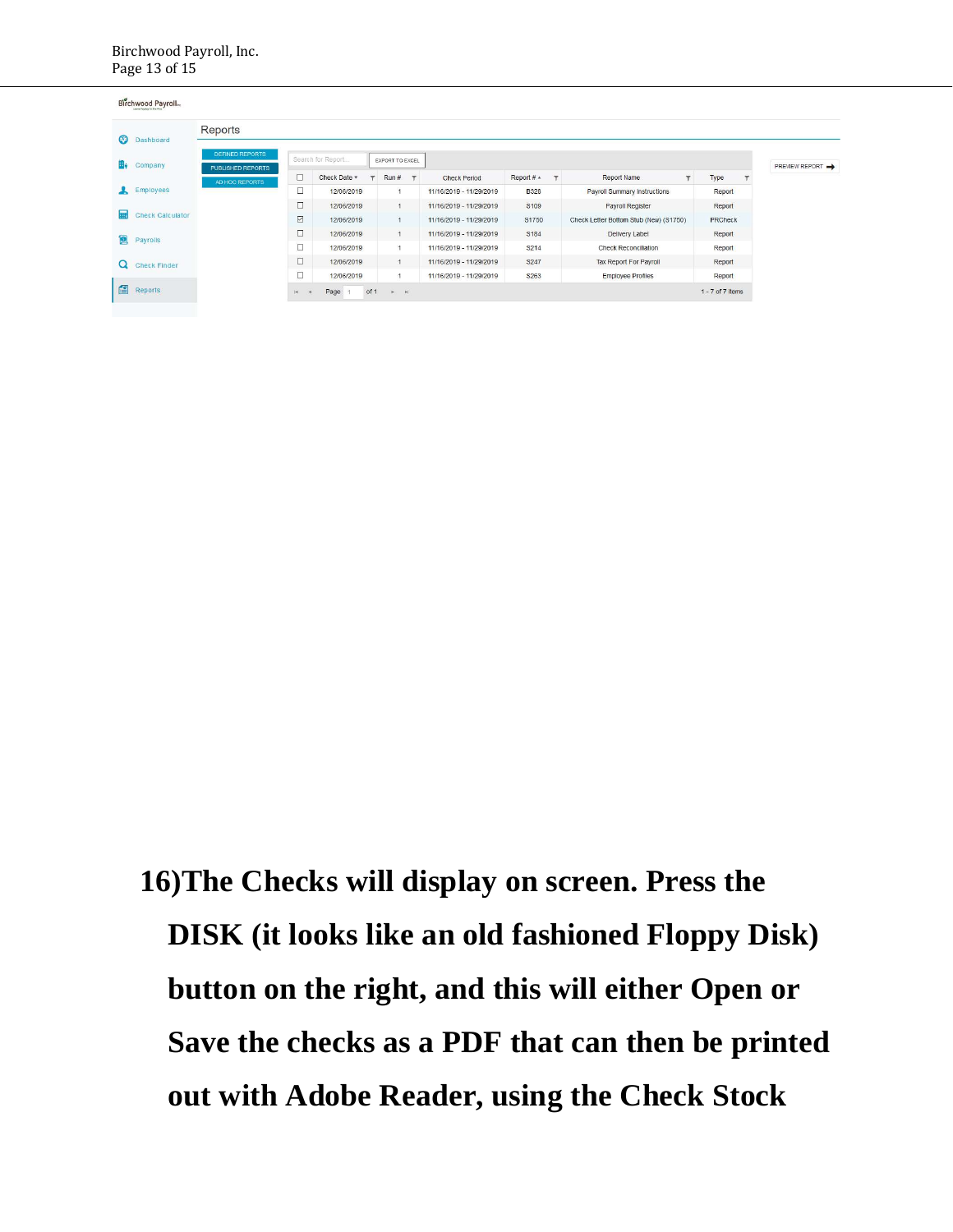Birchwood Payroll

Dashboard
Company
Employees
Check Calculator
Payrolls
Check Finder
Reports

Reports

DEFINED REPORTS
PUBLISHED REPORTS
AD HOC REPORTS

Search for Report... | EXPORT TO EXCEL | PREVIEW REPORT

| | Check Date | Run # | Check Period | Report # | Report Name | Type |
|---|---|---|---|---|---|---|
| ☐ | 12/06/2019 | 1 | 11/16/2019 - 11/29/2019 | B328 | Payroll Summary Instructions | Report |
| ☐ | 12/06/2019 | 1 | 11/16/2019 - 11/29/2019 | S109 | Payroll Register | Report |
| ☑ | 12/06/2019 | 1 | 11/16/2019 - 11/29/2019 | S1750 | Check Letter Bottom Stub (New) (S1750) | PRCheck |
| ☐ | 12/06/2019 | 1 | 11/16/2019 - 11/29/2019 | S184 | Delivery Label | Report |
| ☐ | 12/06/2019 | 1 | 11/16/2019 - 11/29/2019 | S214 | Check Reconciliation | Report |
| ☐ | 12/06/2019 | 1 | 11/16/2019 - 11/29/2019 | S247 | Tax Report For Payroll | Report |
| ☐ | 12/06/2019 | 1 | 11/16/2019 - 11/29/2019 | S263 | Employee Profiles | Report |

Page 1 of 1 | 1 - 7 of 7 items

**16) The Checks will display on screen. Press the DISK (it looks like an old fashioned Floppy Disk) button on the right, and this will either Open or Save the checks as a PDF that can then be printed out with Adobe Reader, using the Check Stock**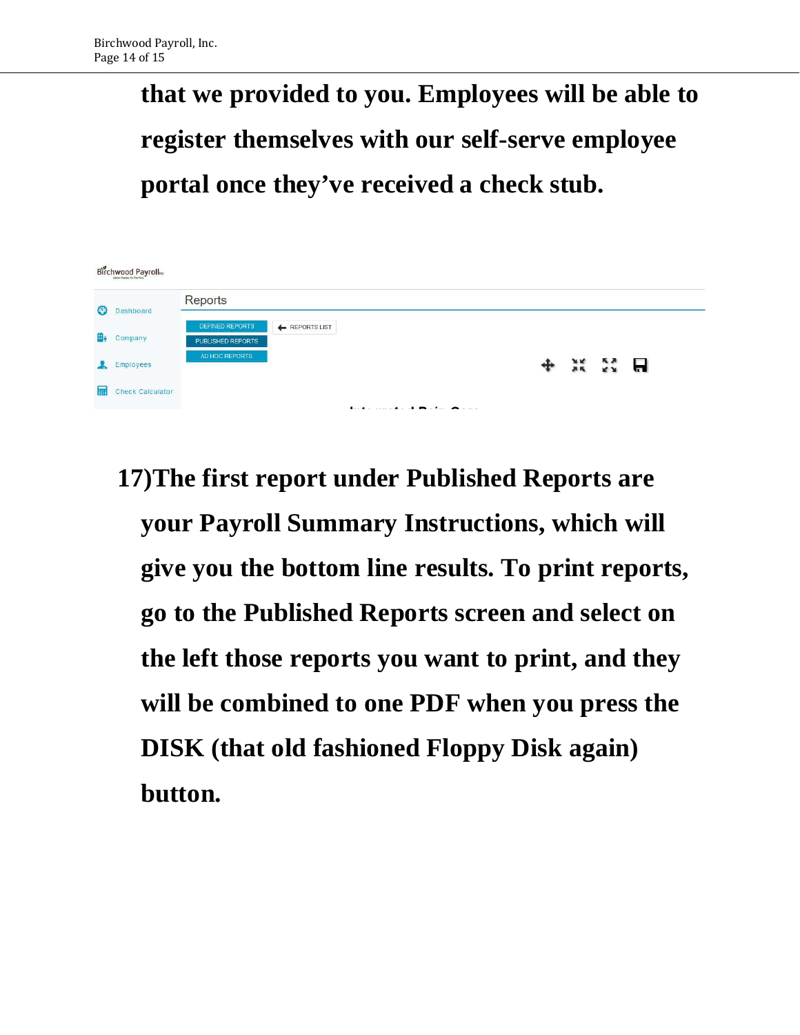**that we provided to you. Employees will be able to register themselves with our self-serve employee portal once they've received a check stub.**

**17)The first report under Published Reports are your Payroll Summary Instructions, which will give you the bottom line results. To print reports, go to the Published Reports screen and select on the left those reports you want to print, and they will be combined to one PDF when you press the DISK (that old fashioned Floppy Disk again) button.**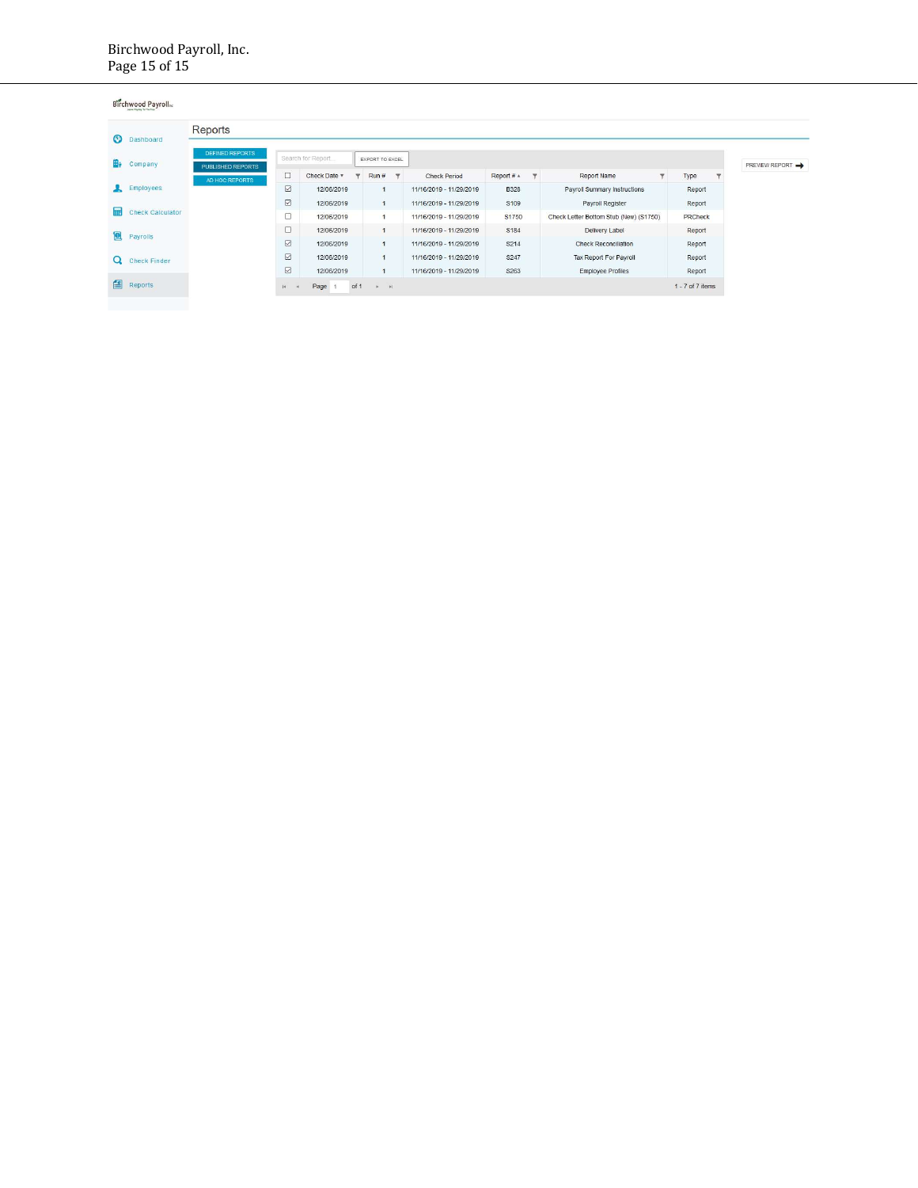Birchwood Payroll

Dashboard
Company
Employees
Check Calculator
Payrolls
Check Finder
Reports

## Reports

DEFINED REPORTS
PUBLISHED REPORTS
AD HOC REPORTS

Search for Report... EXPORT TO EXCEL

PREVIEW REPORT

| ☐ | Check Date | Run # | Check Period | Report # | Report Name | Type |
|---|---|---|---|---|---|---|
| ☑ | 12/06/2019 | 1 | 11/16/2019 - 11/29/2019 | B328 | Payroll Summary Instructions | Report |
| ☑ | 12/06/2019 | 1 | 11/16/2019 - 11/29/2019 | S109 | Payroll Register | Report |
| ☐ | 12/06/2019 | 1 | 11/16/2019 - 11/29/2019 | S1750 | Check Letter Bottom Stub (New) (S1750) | PRCheck |
| ☐ | 12/06/2019 | 1 | 11/16/2019 - 11/29/2019 | S184 | Delivery Label | Report |
| ☑ | 12/06/2019 | 1 | 11/16/2019 - 11/29/2019 | S214 | Check Reconciliation | Report |
| ☑ | 12/06/2019 | 1 | 11/16/2019 - 11/29/2019 | S247 | Tax Report For Payroll | Report |
| ☑ | 12/06/2019 | 1 | 11/16/2019 - 11/29/2019 | S263 | Employee Profiles | Report |

Page 1 of 1 — 1 - 7 of 7 items